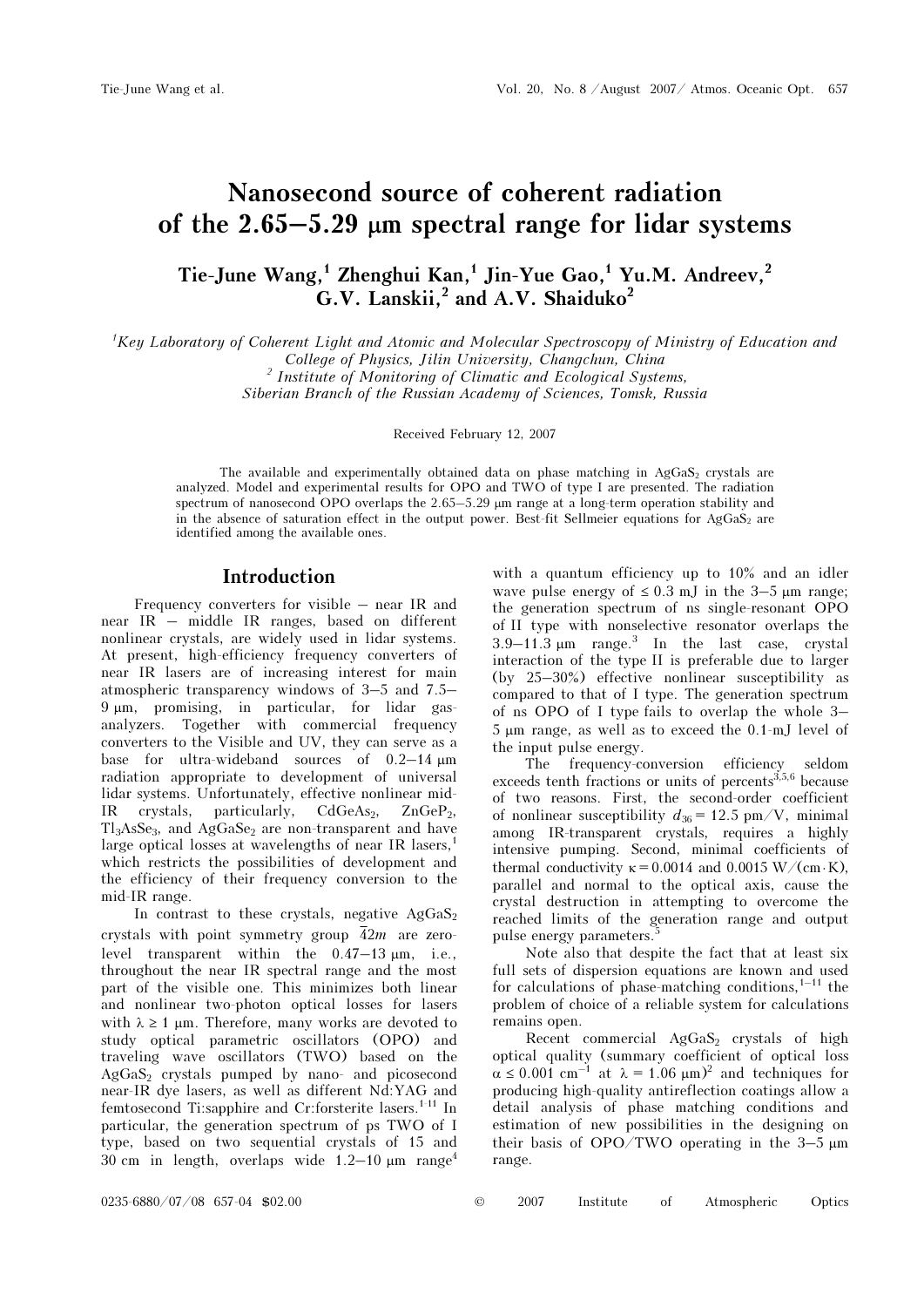# Nanosecond source of coherent radiation of the 2.65–5.29 μm spectral range for lidar systems

**Tie-June Wang,[1] Zhenghui Kan,[1] Jin-Yue Gao,[1] Yu.M. Andreev,[2] G.V. Lanskii,[2] and A.V. Shaiduko[2]**

[1] *Key Laboratory of Coherent Light and Atomic and Molecular Spectroscopy of Ministry of Education and College of Physics, Jilin University, Changchun, China*

[2] *Institute of Monitoring of Climatic and Ecological Systems, Siberian Branch of the Russian Academy of Sciences, Tomsk, Russia*

Received February 12, 2007

The available and experimentally obtained data on phase matching in $AgGaS_2$ crystals are analyzed. Model and experimental results for OPO and TWO of type I are presented. The radiation spectrum of nanosecond OPO overlaps the 2.65–5.29 μm range at a long-term operation stability and in the absence of saturation effect in the output power. Best-fit Sellmeier equations for $AgGaS_2$ are identified among the available ones.

## Introduction

Frequency converters for visible – near IR and near IR – middle IR ranges, based on different nonlinear crystals, are widely used in lidar systems. At present, high-efficiency frequency converters of near IR lasers are of increasing interest for main atmospheric transparency windows of 3–5 and 7.5–9 μm, promising, in particular, for lidar gas-analyzers. Together with commercial frequency converters to the Visible and UV, they can serve as a base for ultra-wideband sources of 0.2–14 μm radiation appropriate to development of universal lidar systems. Unfortunately, effective nonlinear mid-IR crystals, particularly, $CdGeAs_2$, $ZnGeP_2$, $Tl_3AsSe_3$, and $AgGaSe_2$ are non-transparent and have large optical losses at wavelengths of near IR lasers,[1] which restricts the possibilities of development and the efficiency of their frequency conversion to the mid-IR range.

In contrast to these crystals, negative $AgGaS_2$ crystals with point symmetry group $\bar{4}2m$ are zero-level transparent within the 0.47–13 μm, i.e., throughout the near IR spectral range and the most part of the visible one. This minimizes both linear and nonlinear two-photon optical losses for lasers with $\lambda \geq 1$ μm. Therefore, many works are devoted to study optical parametric oscillators (OPO) and traveling wave oscillators (TWO) based on the $AgGaS_2$ crystals pumped by nano- and picosecond near-IR dye lasers, as well as different Nd:YAG and femtosecond Ti:sapphire and Cr:forsterite lasers.[1-11] In particular, the generation spectrum of ps TWO of I type, based on two sequential crystals of 15 and 30 cm in length, overlaps wide 1.2–10 μm range[4] with a quantum efficiency up to 10% and an idler wave pulse energy of ≤ 0.3 mJ in the 3–5 μm range; the generation spectrum of ns single-resonant OPO of II type with nonselective resonator overlaps the 3.9–11.3 μm range.[3] In the last case, crystal interaction of the type II is preferable due to larger (by 25–30%) effective nonlinear susceptibility as compared to that of I type. The generation spectrum of ns OPO of I type fails to overlap the whole 3–5 μm range, as well as to exceed the 0.1-mJ level of the input pulse energy.

The frequency-conversion efficiency seldom exceeds tenth fractions or units of percents[3,5,6] because of two reasons. First, the second-order coefficient of nonlinear susceptibility $d_{36} = 12.5$ pm/V, minimal among IR-transparent crystals, requires a highly intensive pumping. Second, minimal coefficients of thermal conductivity $\kappa = 0.0014$ and 0.0015 W/(cm·K), parallel and normal to the optical axis, cause the crystal destruction in attempting to overcome the reached limits of the generation range and output pulse energy parameters.[5]

Note also that despite the fact that at least six full sets of dispersion equations are known and used for calculations of phase-matching conditions,[1–11] the problem of choice of a reliable system for calculations remains open.

Recent commercial $AgGaS_2$ crystals of high optical quality (summary coefficient of optical loss $\alpha \leq 0.001$ cm$^{-1}$ at $\lambda = 1.06$ μm)[2] and techniques for producing high-quality antireflection coatings allow a detail analysis of phase matching conditions and estimation of new possibilities in the designing on their basis of OPO/TWO operating in the 3–5 μm range.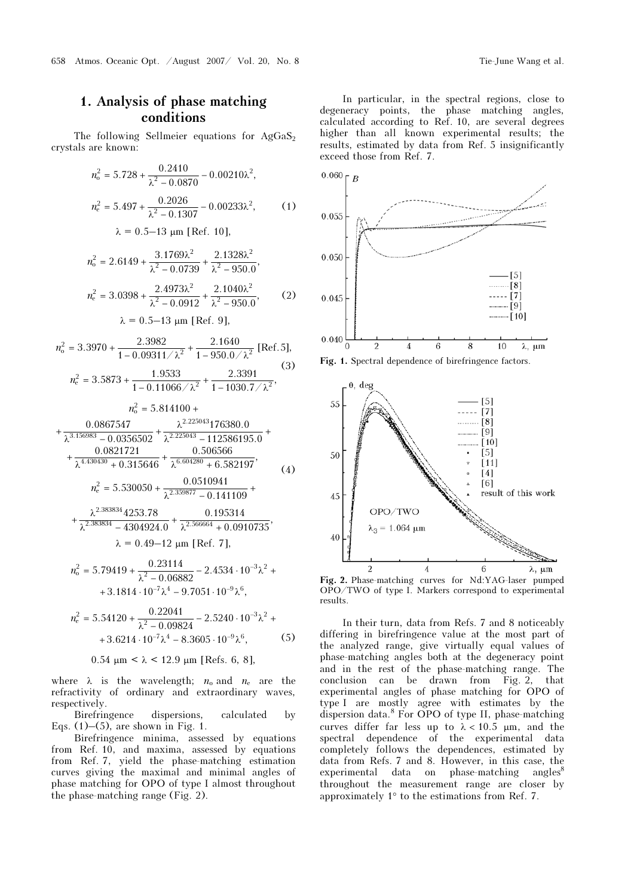## 1. Analysis of phase matching conditions

The following Sellmeier equations for $AgGaS_2$ crystals are known:

$$n_o^2 = 5.728 + \frac{0.2410}{\lambda^2 - 0.0870} - 0.00210\lambda^2,$$

$$n_e^2 = 5.497 + \frac{0.2026}{\lambda^2 - 0.1307} - 0.00233\lambda^2, \quad (1)$$

$\lambda = 0.5$–$13$ μm [Ref. 10],

$$n_o^2 = 2.6149 + \frac{3.1769\lambda^2}{\lambda^2 - 0.0739} + \frac{2.1328\lambda^2}{\lambda^2 - 950.0},$$

$$n_e^2 = 3.0398 + \frac{2.4973\lambda^2}{\lambda^2 - 0.0912} + \frac{2.1040\lambda^2}{\lambda^2 - 950.0}, \quad (2)$$

$\lambda = 0.5$–$13$ μm [Ref. 9],

$$n_o^2 = 3.3970 + \frac{2.3982}{1 - 0.09311/\lambda^2} + \frac{2.1640}{1 - 950.0/\lambda^2} \text{ [Ref. 5]},$$

$$n_e^2 = 3.5873 + \frac{1.9533}{1 - 0.11066/\lambda^2} + \frac{2.3391}{1 - 1030.7/\lambda^2}, \quad (3)$$

$$n_o^2 = 5.814100 + \frac{0.0867547}{\lambda^{3.156983} - 0.0356502} + \frac{\lambda^{2.225043}176380.0}{\lambda^{2.225043} - 112586195.0} + \frac{0.0821721}{\lambda^{4.430430} + 0.315646} + \frac{0.506566}{\lambda^{6.604280} + 6.582197},$$

$$n_e^2 = 5.530050 + \frac{0.0510941}{\lambda^{2.359877} - 0.141109} + \frac{\lambda^{2.383834}4253.78}{\lambda^{2.383834} - 4304924.0} + \frac{0.195314}{\lambda^{2.566664} + 0.0910735}, \quad (4)$$

$\lambda = 0.49$–$12$ μm [Ref. 7],

$$n_o^2 = 5.79419 + \frac{0.23114}{\lambda^2 - 0.06882} - 2.4534 \cdot 10^{-3}\lambda^2 + 3.1814 \cdot 10^{-7}\lambda^4 - 9.7051 \cdot 10^{-9}\lambda^6,$$

$$n_e^2 = 5.54120 + \frac{0.22041}{\lambda^2 - 0.09824} - 2.5240 \cdot 10^{-3}\lambda^2 + 3.6214 \cdot 10^{-7}\lambda^4 - 8.3605 \cdot 10^{-9}\lambda^6, \quad (5)$$

$0.54$ μm $< \lambda < 12.9$ μm [Refs. 6, 8],

where $\lambda$ is the wavelength; $n_o$ and $n_e$ are the refractivity of ordinary and extraordinary waves, respectively.

Birefringence dispersions, calculated by Eqs. (1)–(5), are shown in Fig. 1.

Birefringence minima, assessed by equations from Ref. 10, and maxima, assessed by equations from Ref. 7, yield the phase-matching estimation curves giving the maximal and minimal angles of phase matching for OPO of type I almost throughout the phase-matching range (Fig. 2).

In particular, in the spectral regions, close to degeneracy points, the phase matching angles, calculated according to Ref. 10, are several degrees higher than all known experimental results; the results, estimated by data from Ref. 5 insignificantly exceed those from Ref. 7.

**Fig. 1.** Spectral dependence of birefringence factors.

**Fig. 2.** Phase-matching curves for Nd:YAG-laser pumped OPO/TWO of type I. Markers correspond to experimental results.

In their turn, data from Refs. 7 and 8 noticeably differing in birefringence value at the most part of the analyzed range, give virtually equal values of phase-matching angles both at the degeneracy point and in the rest of the phase-matching range. The conclusion can be drawn from Fig. 2, that experimental angles of phase matching for OPO of type I are mostly agree with estimates by the dispersion data.[8] For OPO of type II, phase-matching curves differ far less up to $\lambda < 10.5$ μm, and the spectral dependence of the experimental data completely follows the dependences, estimated by data from Refs. 7 and 8. However, in this case, the experimental data on phase-matching angles[8] throughout the measurement range are closer by approximately 1° to the estimations from Ref. 7.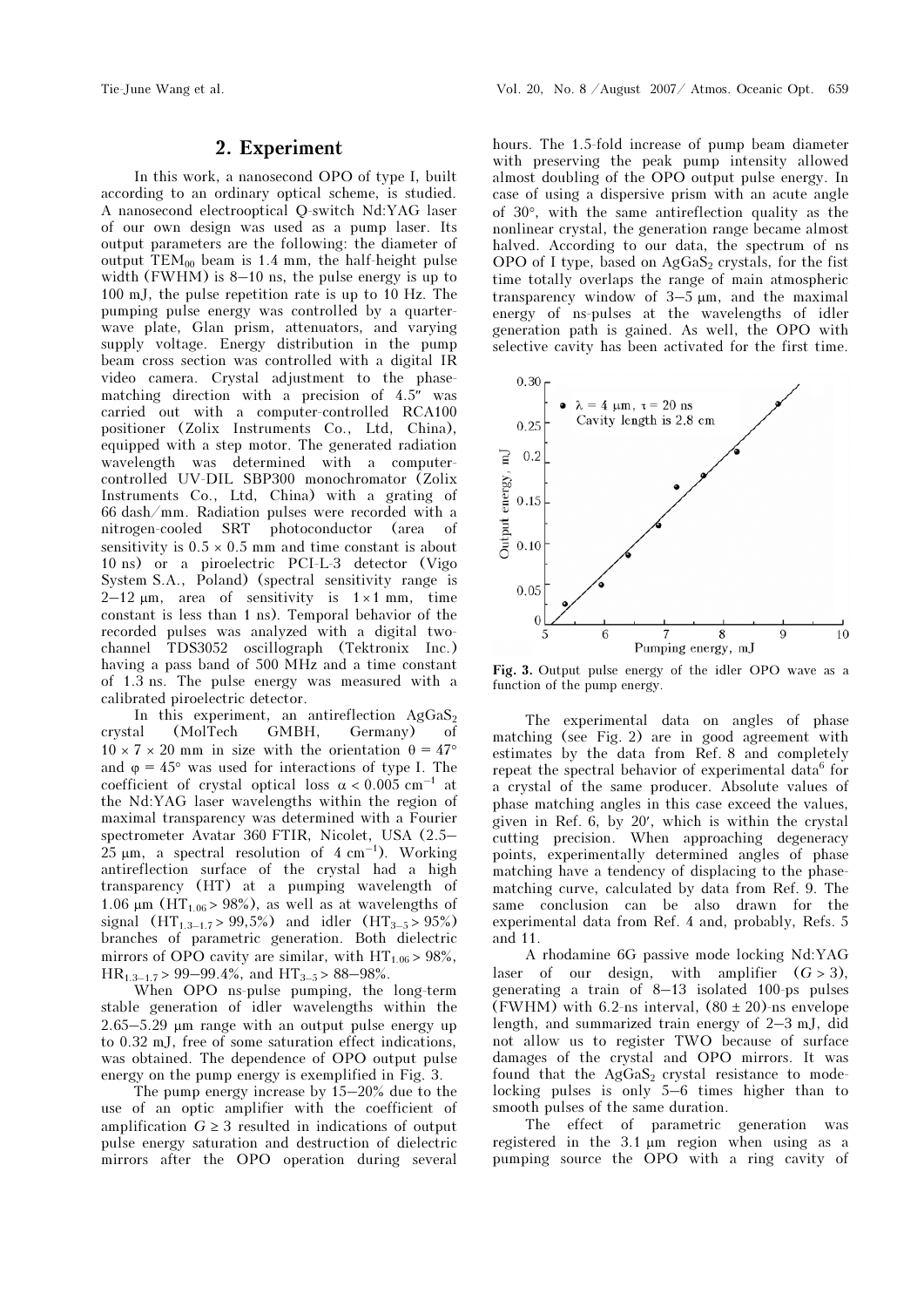## 2. Experiment

In this work, a nanosecond OPO of type I, built according to an ordinary optical scheme, is studied. A nanosecond electrooptical Q-switch Nd:YAG laser of our own design was used as a pump laser. Its output parameters are the following: the diameter of output $TEM_{00}$ beam is 1.4 mm, the half-height pulse width (FWHM) is 8–10 ns, the pulse energy is up to 100 mJ, the pulse repetition rate is up to 10 Hz. The pumping pulse energy was controlled by a quarter-wave plate, Glan prism, attenuators, and varying supply voltage. Energy distribution in the pump beam cross section was controlled with a digital IR video camera. Crystal adjustment to the phase-matching direction with a precision of 4.5″ was carried out with a computer-controlled RCA100 positioner (Zolix Instruments Co., Ltd, China), equipped with a step motor. The generated radiation wavelength was determined with a computer-controlled UV-DIL SBP300 monochromator (Zolix Instruments Co., Ltd, China) with a grating of 66 dash/mm. Radiation pulses were recorded with a nitrogen-cooled SRT photoconductor (area of sensitivity is $0.5 \times 0.5$ mm and time constant is about 10 ns) or a piroelectric PCI-L-3 detector (Vigo System S.A., Poland) (spectral sensitivity range is 2–12 μm, area of sensitivity is $1 \times 1$ mm, time constant is less than 1 ns). Temporal behavior of the recorded pulses was analyzed with a digital two-channel TDS3052 oscillograph (Tektronix Inc.) having a pass band of 500 MHz and a time constant of 1.3 ns. The pulse energy was measured with a calibrated piroelectric detector.

In this experiment, an antireflection $AgGaS_2$ crystal (MolTech GMBH, Germany) of $10 \times 7 \times 20$ mm in size with the orientation $\theta = 47°$ and $\varphi = 45°$ was used for interactions of type I. The coefficient of crystal optical loss $\alpha < 0.005$ cm$^{-1}$ at the Nd:YAG laser wavelengths within the region of maximal transparency was determined with a Fourier spectrometer Avatar 360 FTIR, Nicolet, USA (2.5–25 μm, a spectral resolution of 4 cm$^{-1}$). Working antireflection surface of the crystal had a high transparency (HT) at a pumping wavelength of 1.06 μm ($HT_{1.06} > 98\%$), as well as at wavelengths of signal ($HT_{1.3–1.7} > 99{,}5\%$) and idler ($HT_{3–5} > 95\%$) branches of parametric generation. Both dielectric mirrors of OPO cavity are similar, with $HT_{1.06} > 98\%$, $HR_{1.3–1.7} > 99–99.4\%$, and $HT_{3–5} > 88–98\%$.

When OPO ns-pulse pumping, the long-term stable generation of idler wavelengths within the 2.65–5.29 μm range with an output pulse energy up to 0.32 mJ, free of some saturation effect indications, was obtained. The dependence of OPO output pulse energy on the pump energy is exemplified in Fig. 3.

The pump energy increase by 15–20% due to the use of an optic amplifier with the coefficient of amplification $G \geq 3$ resulted in indications of output pulse energy saturation and destruction of dielectric mirrors after the OPO operation during several hours. The 1.5-fold increase of pump beam diameter with preserving the peak pump intensity allowed almost doubling of the OPO output pulse energy. In case of using a dispersive prism with an acute angle of 30°, with the same antireflection quality as the nonlinear crystal, the generation range became almost halved. According to our data, the spectrum of ns OPO of I type, based on $AgGaS_2$ crystals, for the fist time totally overlaps the range of main atmospheric transparency window of 3–5 μm, and the maximal energy of ns-pulses at the wavelengths of idler generation path is gained. As well, the OPO with selective cavity has been activated for the first time.

Fig. 3. Output pulse energy of the idler OPO wave as a function of the pump energy.

The experimental data on angles of phase matching (see Fig. 2) are in good agreement with estimates by the data from Ref. 8 and completely repeat the spectral behavior of experimental data[6] for a crystal of the same producer. Absolute values of phase matching angles in this case exceed the values, given in Ref. 6, by 20′, which is within the crystal cutting precision. When approaching degeneracy points, experimentally determined angles of phase matching have a tendency of displacing to the phase-matching curve, calculated by data from Ref. 9. The same conclusion can be also drawn for the experimental data from Ref. 4 and, probably, Refs. 5 and 11.

A rhodamine 6G passive mode locking Nd:YAG laser of our design, with amplifier ($G > 3$), generating a train of 8–13 isolated 100-ps pulses (FWHM) with 6.2-ns interval, $(80 \pm 20)$-ns envelope length, and summarized train energy of 2–3 mJ, did not allow us to register TWO because of surface damages of the crystal and OPO mirrors. It was found that the $AgGaS_2$ crystal resistance to mode-locking pulses is only 5–6 times higher than to smooth pulses of the same duration.

The effect of parametric generation was registered in the 3.1 μm region when using as a pumping source the OPO with a ring cavity of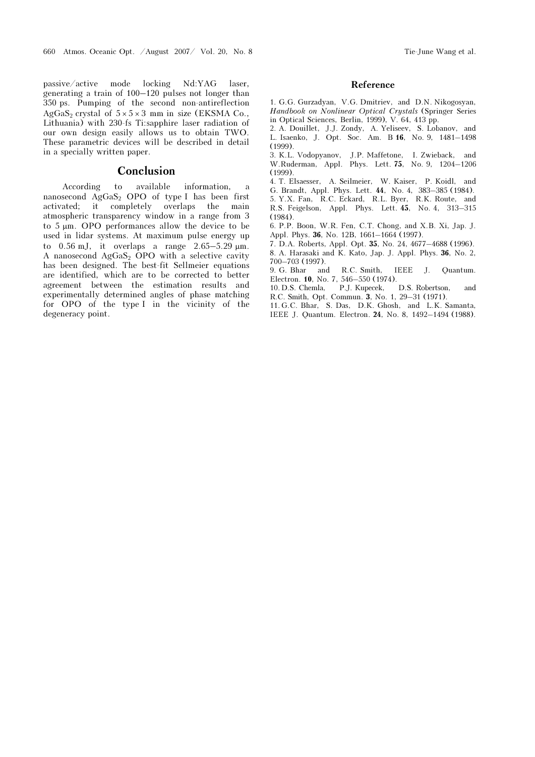passive/active mode locking Nd:YAG laser, generating a train of 100–120 pulses not longer than 350 ps. Pumping of the second non-antireflection $AgGaS_2$ crystal of $5 \times 5 \times 3$ mm in size (EKSMA Co., Lithuania) with 230-fs Ti:sapphire laser radiation of our own design easily allows us to obtain TWO. These parametric devices will be described in detail in a specially written paper.

## Conclusion

According to available information, a nanosecond $AgGaS_2$ OPO of type I has been first activated; it completely overlaps the main atmospheric transparency window in a range from 3 to 5 μm. OPO performances allow the device to be used in lidar systems. At maximum pulse energy up to 0.56 mJ, it overlaps a range 2.65–5.29 μm. A nanosecond $AgGaS_2$ OPO with a selective cavity has been designed. The best-fit Sellmeier equations are identified, which are to be corrected to better agreement between the estimation results and experimentally determined angles of phase matching for OPO of the type I in the vicinity of the degeneracy point.

## Reference

1. G.G. Gurzadyan, V.G. Dmitriev, and D.N. Nikogosyan, *Handbook on Nonlinear Optical Crystals* (Springer Series in Optical Sciences, Berlin, 1999), V. 64, 413 pp.
2. A. Douillet, J.J. Zondy, A. Yeliseev, S. Lobanov, and L. Isaenko, J. Opt. Soc. Am. B **16**, No. 9, 1481–1498 (1999).
3. K.L. Vodopyanov, J.P. Maffetone, I. Zwieback, and W.Ruderman, Appl. Phys. Lett. **75**, No. 9, 1204–1206 (1999).
4. T. Elsaesser, A. Seilmeier, W. Kaiser, P. Koidl, and G. Brandt, Appl. Phys. Lett. **44**, No. 4, 383–385 (1984).
5. Y.X. Fan, R.C. Eckard, R.L. Byer, R.K. Route, and R.S. Feigelson, Appl. Phys. Lett. **45**, No. 4, 313–315 (1984).
6. P.P. Boon, W.R. Fen, C.T. Chong, and X.B. Xi, Jap. J. Appl. Phys. **36**, No. 12B, 1661–1664 (1997).
7. D.A. Roberts, Appl. Opt. **35**, No. 24, 4677–4688 (1996).
8. A. Harasaki and K. Kato, Jap. J. Appl. Phys. **36**, No. 2, 700–703 (1997).
9. G. Bhar and R.C. Smith, IEEE J. Quantum. Electron. **10**, No. 7, 546–550 (1974).
10. D.S. Chemla, P.J. Kupecek, D.S. Robertson, and R.C. Smith, Opt. Commun. **3**, No. 1, 29–31 (1971).
11. G.C. Bhar, S. Das, D.K. Ghosh, and L.K. Samanta, IEEE J. Quantum. Electron. **24**, No. 8, 1492–1494 (1988).